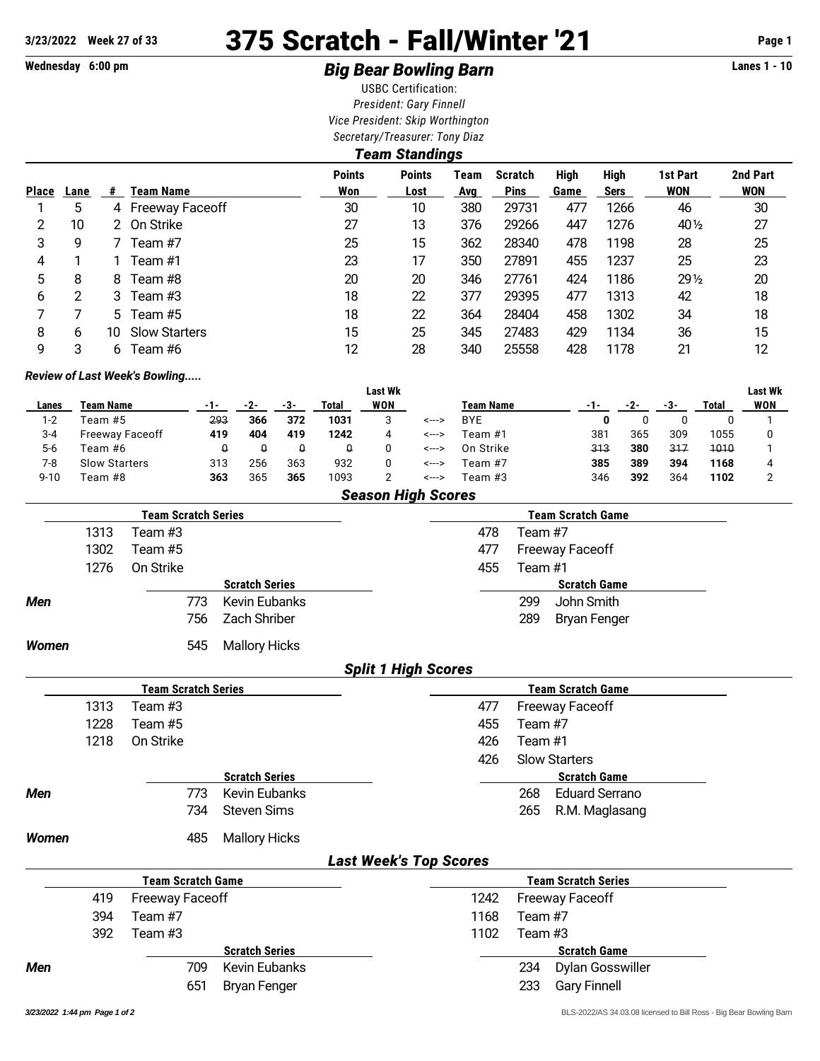3/23/2022 Week 27 of 33

# 375 Scratch - Fall/Winter '21

Wednesday 6:00 pm

## *Big Bear Bowling Barn*

Lanes 1 - 10

USBC Certification:
*President: Gary Finnell*
*Vice President: Skip Worthington*
*Secretary/Treasurer: Tony Diaz*

### *Team Standings*

| Place | Lane | # | Team Name | Points Won | Points Lost | Team Avg | Scratch Pins | High Game | High Sers | 1st Part WON | 2nd Part WON |
|---|---|---|---|---|---|---|---|---|---|---|---|
| 1 | 5 | 4 | Freeway Faceoff | 30 | 10 | 380 | 29731 | 477 | 1266 | 46 | 30 |
| 2 | 10 | 2 | On Strike | 27 | 13 | 376 | 29266 | 447 | 1276 | 40½ | 27 |
| 3 | 9 | 7 | Team #7 | 25 | 15 | 362 | 28340 | 478 | 1198 | 28 | 25 |
| 4 | 1 | 1 | Team #1 | 23 | 17 | 350 | 27891 | 455 | 1237 | 25 | 23 |
| 5 | 8 | 8 | Team #8 | 20 | 20 | 346 | 27761 | 424 | 1186 | 29½ | 20 |
| 6 | 2 | 3 | Team #3 | 18 | 22 | 377 | 29395 | 477 | 1313 | 42 | 18 |
| 7 | 7 | 5 | Team #5 | 18 | 22 | 364 | 28404 | 458 | 1302 | 34 | 18 |
| 8 | 6 | 10 | Slow Starters | 15 | 25 | 345 | 27483 | 429 | 1134 | 36 | 15 |
| 9 | 3 | 6 | Team #6 | 12 | 28 | 340 | 25558 | 428 | 1178 | 21 | 12 |

*Review of Last Week's Bowling.....*

| Lanes | Team Name | -1- | -2- | -3- | Total | Last Wk WON | | Team Name | -1- | -2- | -3- | Total | Last Wk WON |
|---|---|---|---|---|---|---|---|---|---|---|---|---|---|
| 1-2 | Team #5 | ~~293~~ | **366** | **372** | **1031** | 3 | <---> | BYE | **0** | 0 | 0 | 0 | 1 |
| 3-4 | Freeway Faceoff | **419** | **404** | **419** | **1242** | 4 | <---> | Team #1 | 381 | 365 | 309 | 1055 | 0 |
| 5-6 | Team #6 | ~~0~~ | ~~0~~ | ~~0~~ | ~~0~~ | 0 | <---> | On Strike | ~~313~~ | **380** | ~~317~~ | ~~1010~~ | 1 |
| 7-8 | Slow Starters | 313 | 256 | 363 | 932 | 0 | <---> | Team #7 | **385** | **389** | **394** | **1168** | 4 |
| 9-10 | Team #8 | **363** | 365 | **365** | 1093 | 2 | <---> | Team #3 | 346 | **392** | 364 | **1102** | 2 |

### *Season High Scores*

| Team Scratch Series | | Team Scratch Game | |
|---|---|---|---|
| 1313 | Team #3 | 478 | Team #7 |
| 1302 | Team #5 | 477 | Freeway Faceoff |
| 1276 | On Strike | 455 | Team #1 |

| | Scratch Series | | Scratch Game | |
|---|---|---|---|---|
| *Men* | 773 | Kevin Eubanks | 299 | John Smith |
| | 756 | Zach Shriber | 289 | Bryan Fenger |
| *Women* | 545 | Mallory Hicks | | |

### *Split 1 High Scores*

| Team Scratch Series | | Team Scratch Game | |
|---|---|---|---|
| 1313 | Team #3 | 477 | Freeway Faceoff |
| 1228 | Team #5 | 455 | Team #7 |
| 1218 | On Strike | 426 | Team #1 |
| | | 426 | Slow Starters |

| | Scratch Series | | Scratch Game | |
|---|---|---|---|---|
| *Men* | 773 | Kevin Eubanks | 268 | Eduard Serrano |
| | 734 | Steven Sims | 265 | R.M. Maglasang |
| *Women* | 485 | Mallory Hicks | | |

### *Last Week's Top Scores*

| Team Scratch Game | | Team Scratch Series | |
|---|---|---|---|
| 419 | Freeway Faceoff | 1242 | Freeway Faceoff |
| 394 | Team #7 | 1168 | Team #7 |
| 392 | Team #3 | 1102 | Team #3 |

| | Scratch Series | | Scratch Game | |
|---|---|---|---|---|
| *Men* | 709 | Kevin Eubanks | 234 | Dylan Gosswiller |
| | 651 | Bryan Fenger | 233 | Gary Finnell |

*3/23/2022 1:44 pm*

BLS-2022/AS 34.03.08 licensed to Bill Ross - Big Bear Bowling Barn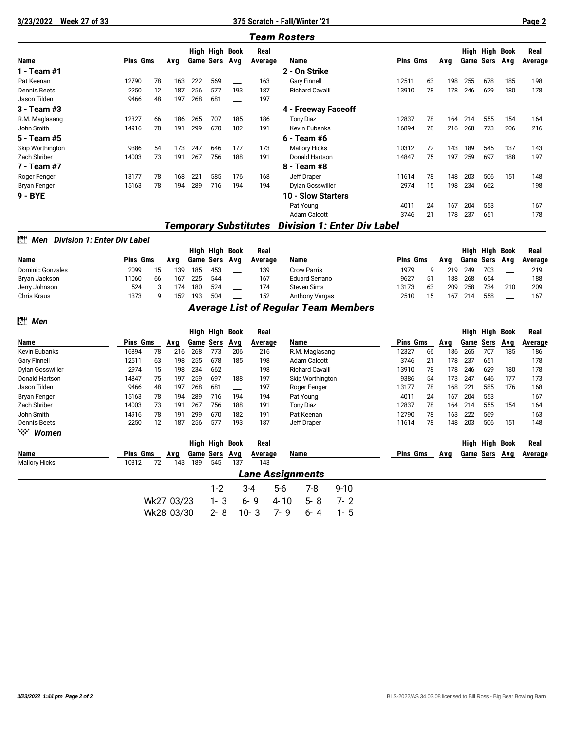## Team Rosters

| Name | Pins | Gms | Avg | High Game | High Sers | Book Avg | Real Average | Name | Pins | Gms | Avg | High Game | High Sers | Book Avg | Real Average |
|---|---|---|---|---|---|---|---|---|---|---|---|---|---|---|---|
| **1 - Team #1** | | | | | | | | **2 - On Strike** | | | | | | | |
| Pat Keenan | 12790 | 78 | 163 | 222 | 569 | ___ | 163 | Gary Finnell | 12511 | 63 | 198 | 255 | 678 | 185 | 198 |
| Dennis Beets | 2250 | 12 | 187 | 256 | 577 | 193 | 187 | Richard Cavalli | 13910 | 78 | 178 | 246 | 629 | 180 | 178 |
| Jason Tilden | 9466 | 48 | 197 | 268 | 681 | ___ | 197 | | | | | | | | |
| **3 - Team #3** | | | | | | | | **4 - Freeway Faceoff** | | | | | | | |
| R.M. Maglasang | 12327 | 66 | 186 | 265 | 707 | 185 | 186 | Tony Diaz | 12837 | 78 | 164 | 214 | 555 | 154 | 164 |
| John Smith | 14916 | 78 | 191 | 299 | 670 | 182 | 191 | Kevin Eubanks | 16894 | 78 | 216 | 268 | 773 | 206 | 216 |
| **5 - Team #5** | | | | | | | | **6 - Team #6** | | | | | | | |
| Skip Worthington | 9386 | 54 | 173 | 247 | 646 | 177 | 173 | Mallory Hicks | 10312 | 72 | 143 | 189 | 545 | 137 | 143 |
| Zach Shriber | 14003 | 73 | 191 | 267 | 756 | 188 | 191 | Donald Hartson | 14847 | 75 | 197 | 259 | 697 | 188 | 197 |
| **7 - Team #7** | | | | | | | | **8 - Team #8** | | | | | | | |
| Roger Fenger | 13177 | 78 | 168 | 221 | 585 | 176 | 168 | Jeff Draper | 11614 | 78 | 148 | 203 | 506 | 151 | 148 |
| Bryan Fenger | 15163 | 78 | 194 | 289 | 716 | 194 | 194 | Dylan Gosswiller | 2974 | 15 | 198 | 234 | 662 | ___ | 198 |
| **9 - BYE** | | | | | | | | **10 - Slow Starters** | | | | | | | |
| | | | | | | | | Pat Young | 4011 | 24 | 167 | 204 | 553 | ___ | 167 |
| | | | | | | | | Adam Calcott | 3746 | 21 | 178 | 237 | 651 | ___ | 178 |

## Temporary Substitutes Division 1: Enter Div Label

### Men Division 1: Enter Div Label

| Name | Pins | Gms | Avg | High Game | High Sers | Book Avg | Real Average | Name | Pins | Gms | Avg | High Game | High Sers | Book Avg | Real Average |
|---|---|---|---|---|---|---|---|---|---|---|---|---|---|---|---|
| Dominic Gonzales | 2099 | 15 | 139 | 185 | 453 | ___ | 139 | Crow Parris | 1979 | 9 | 219 | 249 | 703 | ___ | 219 |
| Bryan Jackson | 11060 | 66 | 167 | 225 | 544 | ___ | 167 | Eduard Serrano | 9627 | 51 | 188 | 268 | 654 | ___ | 188 |
| Jerry Johnson | 524 | 3 | 174 | 180 | 524 | ___ | 174 | Steven Sims | 13173 | 63 | 209 | 258 | 734 | 210 | 209 |
| Chris Kraus | 1373 | 9 | 152 | 193 | 504 | ___ | 152 | Anthony Vargas | 2510 | 15 | 167 | 214 | 558 | ___ | 167 |

## Average List of Regular Team Members

### Men

| Name | Pins | Gms | Avg | High Game | High Sers | Book Avg | Real Average | Name | Pins | Gms | Avg | High Game | High Sers | Book Avg | Real Average |
|---|---|---|---|---|---|---|---|---|---|---|---|---|---|---|---|
| Kevin Eubanks | 16894 | 78 | 216 | 268 | 773 | 206 | 216 | R.M. Maglasang | 12327 | 66 | 186 | 265 | 707 | 185 | 186 |
| Gary Finnell | 12511 | 63 | 198 | 255 | 678 | 185 | 198 | Adam Calcott | 3746 | 21 | 178 | 237 | 651 | ___ | 178 |
| Dylan Gosswiller | 2974 | 15 | 198 | 234 | 662 | ___ | 198 | Richard Cavalli | 13910 | 78 | 178 | 246 | 629 | 180 | 178 |
| Donald Hartson | 14847 | 75 | 197 | 259 | 697 | 188 | 197 | Skip Worthington | 9386 | 54 | 173 | 247 | 646 | 177 | 173 |
| Jason Tilden | 9466 | 48 | 197 | 268 | 681 | ___ | 197 | Roger Fenger | 13177 | 78 | 168 | 221 | 585 | 176 | 168 |
| Bryan Fenger | 15163 | 78 | 194 | 289 | 716 | 194 | 194 | Pat Young | 4011 | 24 | 167 | 204 | 553 | ___ | 167 |
| Zach Shriber | 14003 | 73 | 191 | 267 | 756 | 188 | 191 | Tony Diaz | 12837 | 78 | 164 | 214 | 555 | 154 | 164 |
| John Smith | 14916 | 78 | 191 | 299 | 670 | 182 | 191 | Pat Keenan | 12790 | 78 | 163 | 222 | 569 | ___ | 163 |
| Dennis Beets | 2250 | 12 | 187 | 256 | 577 | 193 | 187 | Jeff Draper | 11614 | 78 | 148 | 203 | 506 | 151 | 148 |

### Women

| Name | Pins | Gms | Avg | High Game | High Sers | Book Avg | Real Average |
|---|---|---|---|---|---|---|---|
| Mallory Hicks | 10312 | 72 | 143 | 189 | 545 | 137 | 143 |

## Lane Assignments

| | 1-2 | 3-4 | 5-6 | 7-8 | 9-10 |
|---|---|---|---|---|---|
| Wk27 03/23 | 1- 3 | 6- 9 | 4- 10 | 5- 8 | 7- 2 |
| Wk28 03/30 | 2- 8 | 10- 3 | 7- 9 | 6- 4 | 1- 5 |